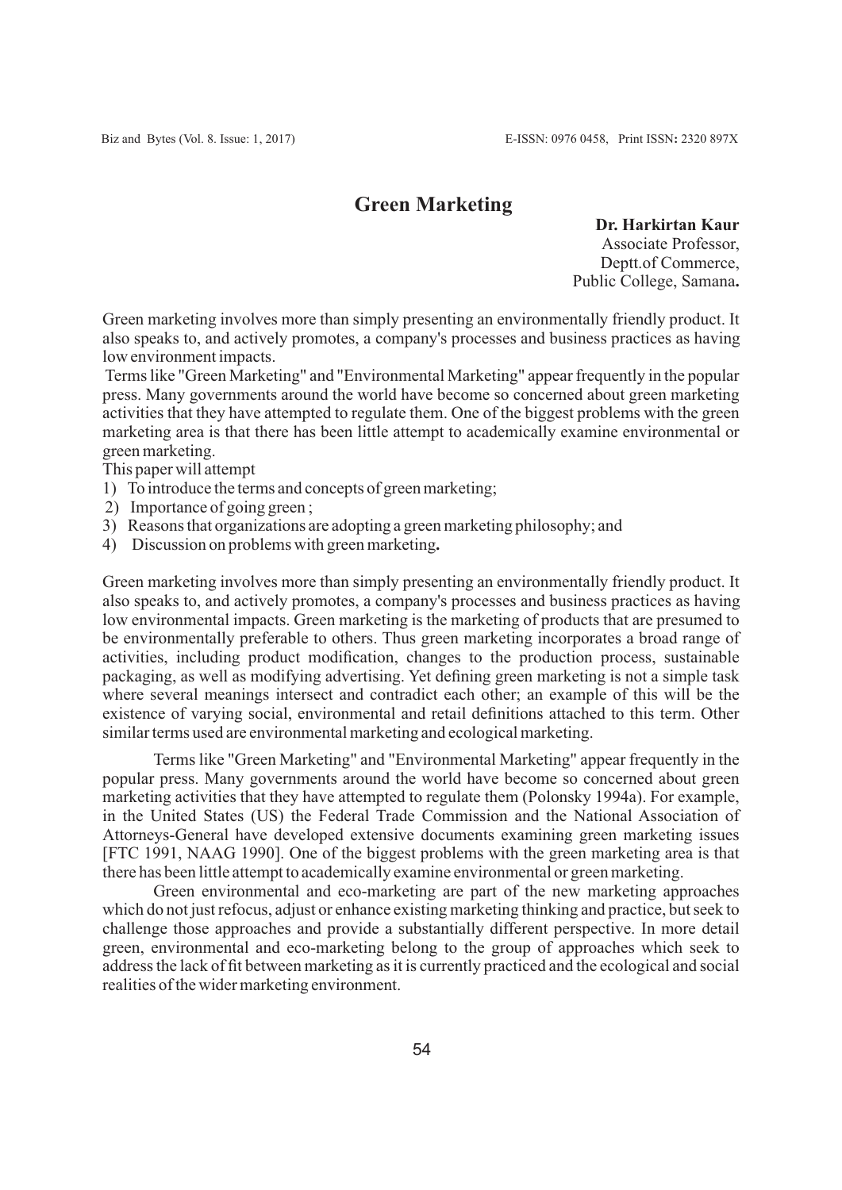# Green Marketing

**Dr. Harkirtan Kaur**
Associate Professor,
Deptt.of Commerce,
Public College, Samana**.**

Green marketing involves more than simply presenting an environmentally friendly product. It also speaks to, and actively promotes, a company's processes and business practices as having low environment impacts.

Terms like "Green Marketing" and "Environmental Marketing" appear frequently in the popular press. Many governments around the world have become so concerned about green marketing activities that they have attempted to regulate them. One of the biggest problems with the green marketing area is that there has been little attempt to academically examine environmental or green marketing.

This paper will attempt

1) To introduce the terms and concepts of green marketing;
2) Importance of going green ;
3) Reasons that organizations are adopting a green marketing philosophy; and
4) Discussion on problems with green marketing**.**

Green marketing involves more than simply presenting an environmentally friendly product. It also speaks to, and actively promotes, a company's processes and business practices as having low environmental impacts. Green marketing is the marketing of products that are presumed to be environmentally preferable to others. Thus green marketing incorporates a broad range of activities, including product modification, changes to the production process, sustainable packaging, as well as modifying advertising. Yet defining green marketing is not a simple task where several meanings intersect and contradict each other; an example of this will be the existence of varying social, environmental and retail definitions attached to this term. Other similar terms used are environmental marketing and ecological marketing.

Terms like "Green Marketing" and "Environmental Marketing" appear frequently in the popular press. Many governments around the world have become so concerned about green marketing activities that they have attempted to regulate them (Polonsky 1994a). For example, in the United States (US) the Federal Trade Commission and the National Association of Attorneys-General have developed extensive documents examining green marketing issues [FTC 1991, NAAG 1990]. One of the biggest problems with the green marketing area is that there has been little attempt to academically examine environmental or green marketing.

Green environmental and eco-marketing are part of the new marketing approaches which do not just refocus, adjust or enhance existing marketing thinking and practice, but seek to challenge those approaches and provide a substantially different perspective. In more detail green, environmental and eco-marketing belong to the group of approaches which seek to address the lack of fit between marketing as it is currently practiced and the ecological and social realities of the wider marketing environment.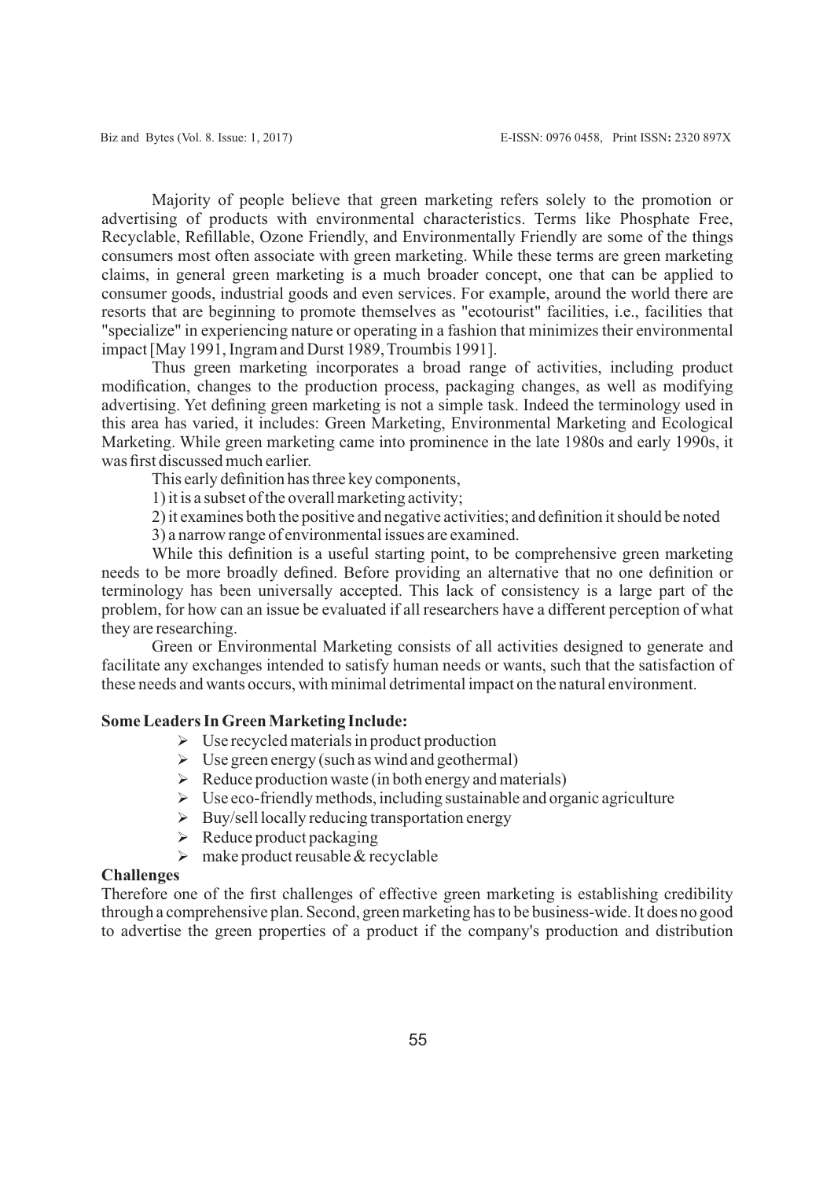Majority of people believe that green marketing refers solely to the promotion or advertising of products with environmental characteristics. Terms like Phosphate Free, Recyclable, Refillable, Ozone Friendly, and Environmentally Friendly are some of the things consumers most often associate with green marketing. While these terms are green marketing claims, in general green marketing is a much broader concept, one that can be applied to consumer goods, industrial goods and even services. For example, around the world there are resorts that are beginning to promote themselves as "ecotourist" facilities, i.e., facilities that "specialize" in experiencing nature or operating in a fashion that minimizes their environmental impact [May 1991, Ingram and Durst 1989, Troumbis 1991].

Thus green marketing incorporates a broad range of activities, including product modification, changes to the production process, packaging changes, as well as modifying advertising. Yet defining green marketing is not a simple task. Indeed the terminology used in this area has varied, it includes: Green Marketing, Environmental Marketing and Ecological Marketing. While green marketing came into prominence in the late 1980s and early 1990s, it was first discussed much earlier.

This early definition has three key components,

1) it is a subset of the overall marketing activity;

2) it examines both the positive and negative activities; and definition it should be noted

3) a narrow range of environmental issues are examined.

While this definition is a useful starting point, to be comprehensive green marketing needs to be more broadly defined. Before providing an alternative that no one definition or terminology has been universally accepted. This lack of consistency is a large part of the problem, for how can an issue be evaluated if all researchers have a different perception of what they are researching.

Green or Environmental Marketing consists of all activities designed to generate and facilitate any exchanges intended to satisfy human needs or wants, such that the satisfaction of these needs and wants occurs, with minimal detrimental impact on the natural environment.

**Some Leaders In Green Marketing Include:**

- Use recycled materials in product production
- Use green energy (such as wind and geothermal)
- Reduce production waste (in both energy and materials)
- Use eco-friendly methods, including sustainable and organic agriculture
- Buy/sell locally reducing transportation energy
- Reduce product packaging
- make product reusable & recyclable

**Challenges**

Therefore one of the first challenges of effective green marketing is establishing credibility through a comprehensive plan. Second, green marketing has to be business-wide. It does no good to advertise the green properties of a product if the company's production and distribution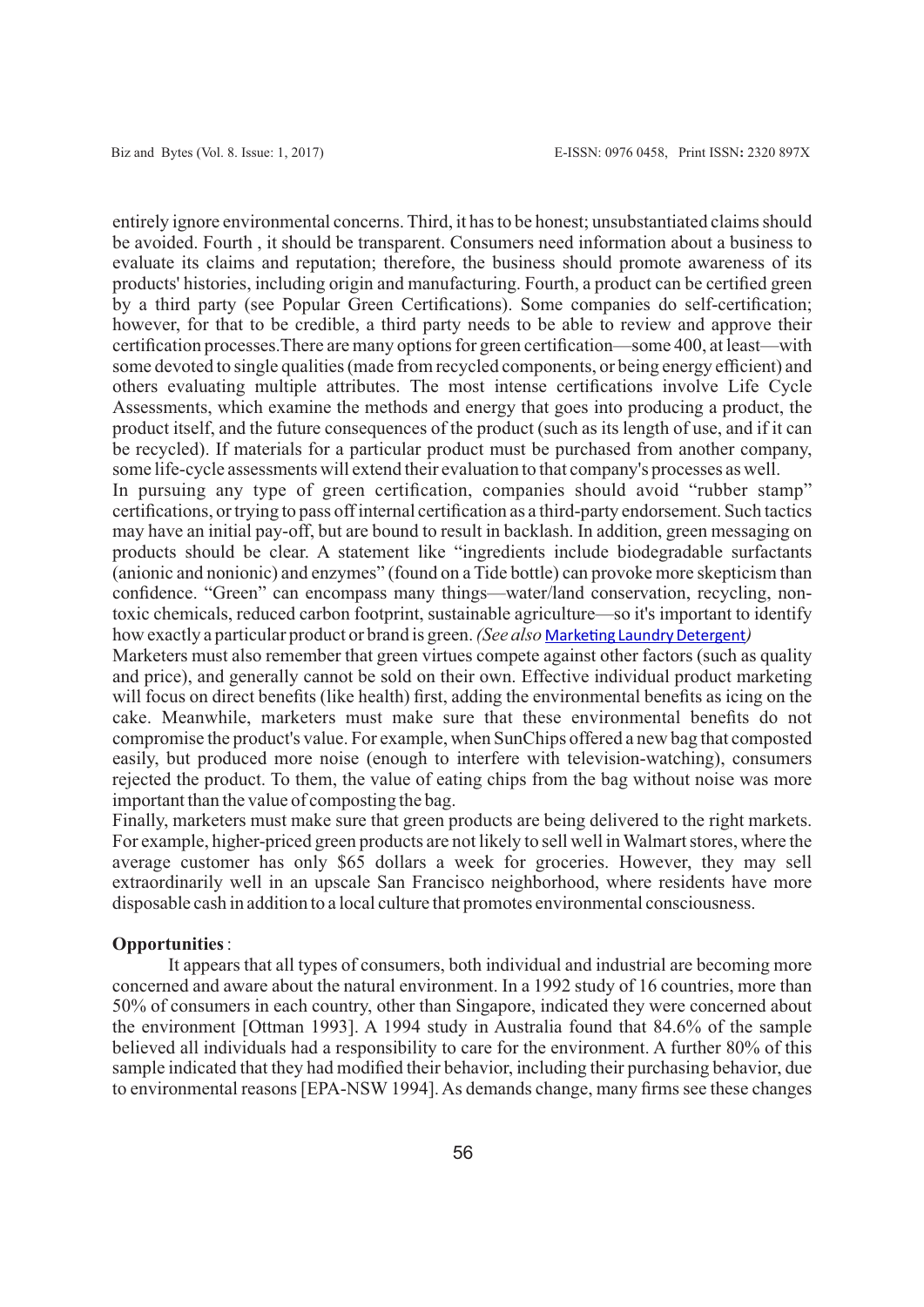entirely ignore environmental concerns. Third, it has to be honest; unsubstantiated claims should be avoided. Fourth , it should be transparent. Consumers need information about a business to evaluate its claims and reputation; therefore, the business should promote awareness of its products' histories, including origin and manufacturing. Fourth, a product can be certified green by a third party (see Popular Green Certifications). Some companies do self-certification; however, for that to be credible, a third party needs to be able to review and approve their certification processes.There are many options for green certification—some 400, at least—with some devoted to single qualities (made from recycled components, or being energy efficient) and others evaluating multiple attributes. The most intense certifications involve Life Cycle Assessments, which examine the methods and energy that goes into producing a product, the product itself, and the future consequences of the product (such as its length of use, and if it can be recycled). If materials for a particular product must be purchased from another company, some life-cycle assessments will extend their evaluation to that company's processes as well.

In pursuing any type of green certification, companies should avoid "rubber stamp" certifications, or trying to pass off internal certification as a third-party endorsement. Such tactics may have an initial pay-off, but are bound to result in backlash. In addition, green messaging on products should be clear. A statement like "ingredients include biodegradable surfactants (anionic and nonionic) and enzymes" (found on a Tide bottle) can provoke more skepticism than confidence. "Green" can encompass many things—water/land conservation, recycling, non-toxic chemicals, reduced carbon footprint, sustainable agriculture—so it's important to identify how exactly a particular product or brand is green. *(See also* Marketing Laundry Detergent*)*

Marketers must also remember that green virtues compete against other factors (such as quality and price), and generally cannot be sold on their own. Effective individual product marketing will focus on direct benefits (like health) first, adding the environmental benefits as icing on the cake. Meanwhile, marketers must make sure that these environmental benefits do not compromise the product's value. For example, when SunChips offered a new bag that composted easily, but produced more noise (enough to interfere with television-watching), consumers rejected the product. To them, the value of eating chips from the bag without noise was more important than the value of composting the bag.

Finally, marketers must make sure that green products are being delivered to the right markets. For example, higher-priced green products are not likely to sell well in Walmart stores, where the average customer has only $65 dollars a week for groceries. However, they may sell extraordinarily well in an upscale San Francisco neighborhood, where residents have more disposable cash in addition to a local culture that promotes environmental consciousness.

**Opportunities** :

It appears that all types of consumers, both individual and industrial are becoming more concerned and aware about the natural environment. In a 1992 study of 16 countries, more than 50% of consumers in each country, other than Singapore, indicated they were concerned about the environment [Ottman 1993]. A 1994 study in Australia found that 84.6% of the sample believed all individuals had a responsibility to care for the environment. A further 80% of this sample indicated that they had modified their behavior, including their purchasing behavior, due to environmental reasons [EPA-NSW 1994]. As demands change, many firms see these changes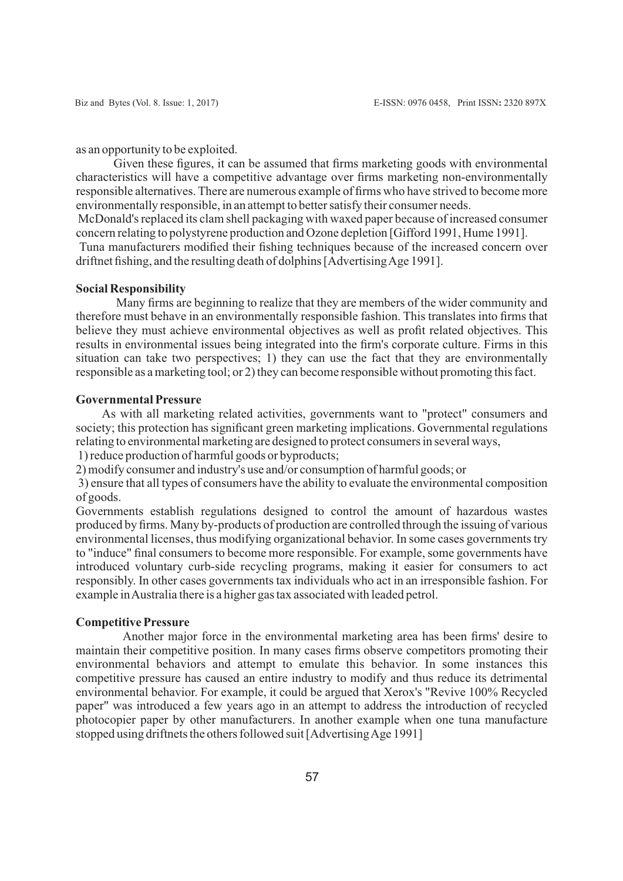as an opportunity to be exploited.

Given these figures, it can be assumed that firms marketing goods with environmental characteristics will have a competitive advantage over firms marketing non-environmentally responsible alternatives. There are numerous example of firms who have strived to become more environmentally responsible, in an attempt to better satisfy their consumer needs.

McDonald's replaced its clam shell packaging with waxed paper because of increased consumer concern relating to polystyrene production and Ozone depletion [Gifford 1991, Hume 1991].

Tuna manufacturers modified their fishing techniques because of the increased concern over driftnet fishing, and the resulting death of dolphins [Advertising Age 1991].

**Social Responsibility**

Many firms are beginning to realize that they are members of the wider community and therefore must behave in an environmentally responsible fashion. This translates into firms that believe they must achieve environmental objectives as well as profit related objectives. This results in environmental issues being integrated into the firm's corporate culture. Firms in this situation can take two perspectives; 1) they can use the fact that they are environmentally responsible as a marketing tool; or 2) they can become responsible without promoting this fact.

**Governmental Pressure**

As with all marketing related activities, governments want to "protect" consumers and society; this protection has significant green marketing implications. Governmental regulations relating to environmental marketing are designed to protect consumers in several ways,

1) reduce production of harmful goods or byproducts;

2) modify consumer and industry's use and/or consumption of harmful goods; or

3) ensure that all types of consumers have the ability to evaluate the environmental composition of goods.

Governments establish regulations designed to control the amount of hazardous wastes produced by firms. Many by-products of production are controlled through the issuing of various environmental licenses, thus modifying organizational behavior. In some cases governments try to "induce" final consumers to become more responsible. For example, some governments have introduced voluntary curb-side recycling programs, making it easier for consumers to act responsibly. In other cases governments tax individuals who act in an irresponsible fashion. For example in Australia there is a higher gas tax associated with leaded petrol.

**Competitive Pressure**

Another major force in the environmental marketing area has been firms' desire to maintain their competitive position. In many cases firms observe competitors promoting their environmental behaviors and attempt to emulate this behavior. In some instances this competitive pressure has caused an entire industry to modify and thus reduce its detrimental environmental behavior. For example, it could be argued that Xerox's "Revive 100% Recycled paper" was introduced a few years ago in an attempt to address the introduction of recycled photocopier paper by other manufacturers. In another example when one tuna manufacture stopped using driftnets the others followed suit [Advertising Age 1991]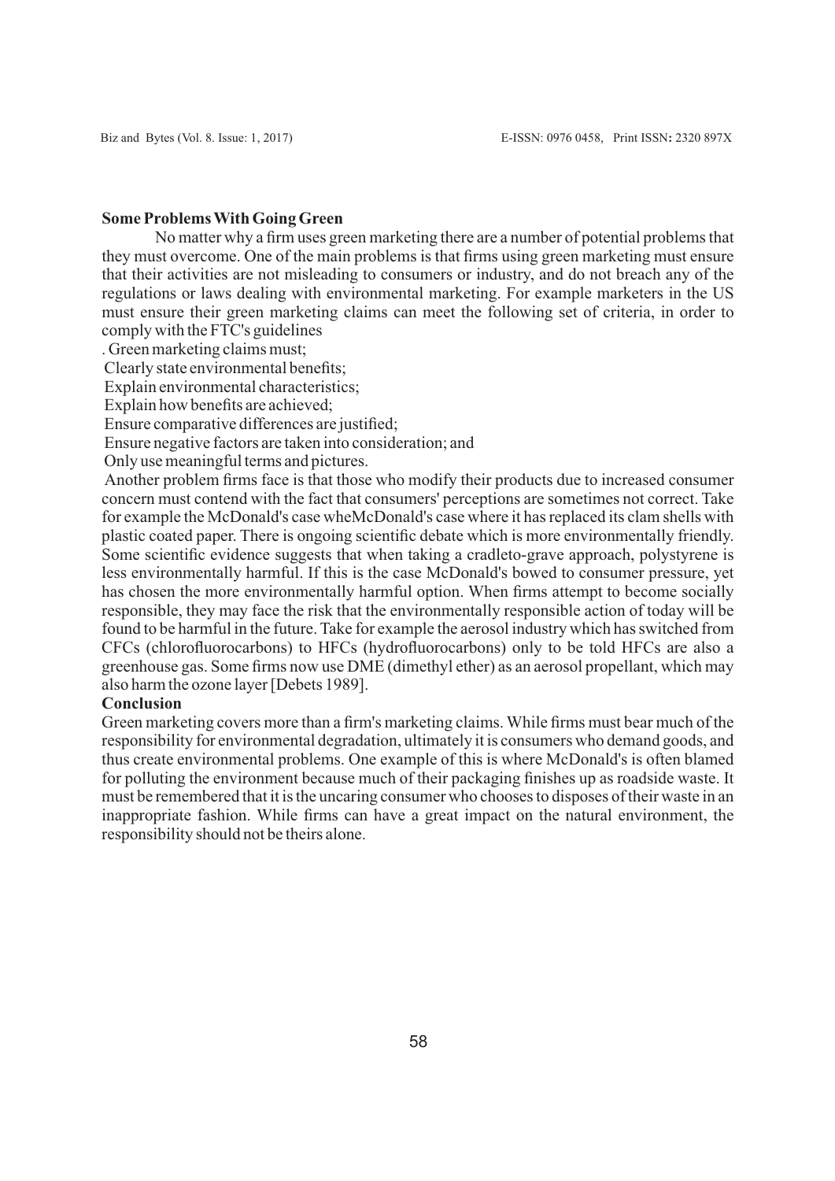**Some Problems With Going Green**

No matter why a firm uses green marketing there are a number of potential problems that they must overcome. One of the main problems is that firms using green marketing must ensure that their activities are not misleading to consumers or industry, and do not breach any of the regulations or laws dealing with environmental marketing. For example marketers in the US must ensure their green marketing claims can meet the following set of criteria, in order to comply with the FTC's guidelines

. Green marketing claims must;

Clearly state environmental benefits;

Explain environmental characteristics;

Explain how benefits are achieved;

Ensure comparative differences are justified;

Ensure negative factors are taken into consideration; and

Only use meaningful terms and pictures.

Another problem firms face is that those who modify their products due to increased consumer concern must contend with the fact that consumers' perceptions are sometimes not correct. Take for example the McDonald's case wheMcDonald's case where it has replaced its clam shells with plastic coated paper. There is ongoing scientific debate which is more environmentally friendly. Some scientific evidence suggests that when taking a cradleto-grave approach, polystyrene is less environmentally harmful. If this is the case McDonald's bowed to consumer pressure, yet has chosen the more environmentally harmful option. When firms attempt to become socially responsible, they may face the risk that the environmentally responsible action of today will be found to be harmful in the future. Take for example the aerosol industry which has switched from CFCs (chlorofluorocarbons) to HFCs (hydrofluorocarbons) only to be told HFCs are also a greenhouse gas. Some firms now use DME (dimethyl ether) as an aerosol propellant, which may also harm the ozone layer [Debets 1989].

**Conclusion**

Green marketing covers more than a firm's marketing claims. While firms must bear much of the responsibility for environmental degradation, ultimately it is consumers who demand goods, and thus create environmental problems. One example of this is where McDonald's is often blamed for polluting the environment because much of their packaging finishes up as roadside waste. It must be remembered that it is the uncaring consumer who chooses to disposes of their waste in an inappropriate fashion. While firms can have a great impact on the natural environment, the responsibility should not be theirs alone.